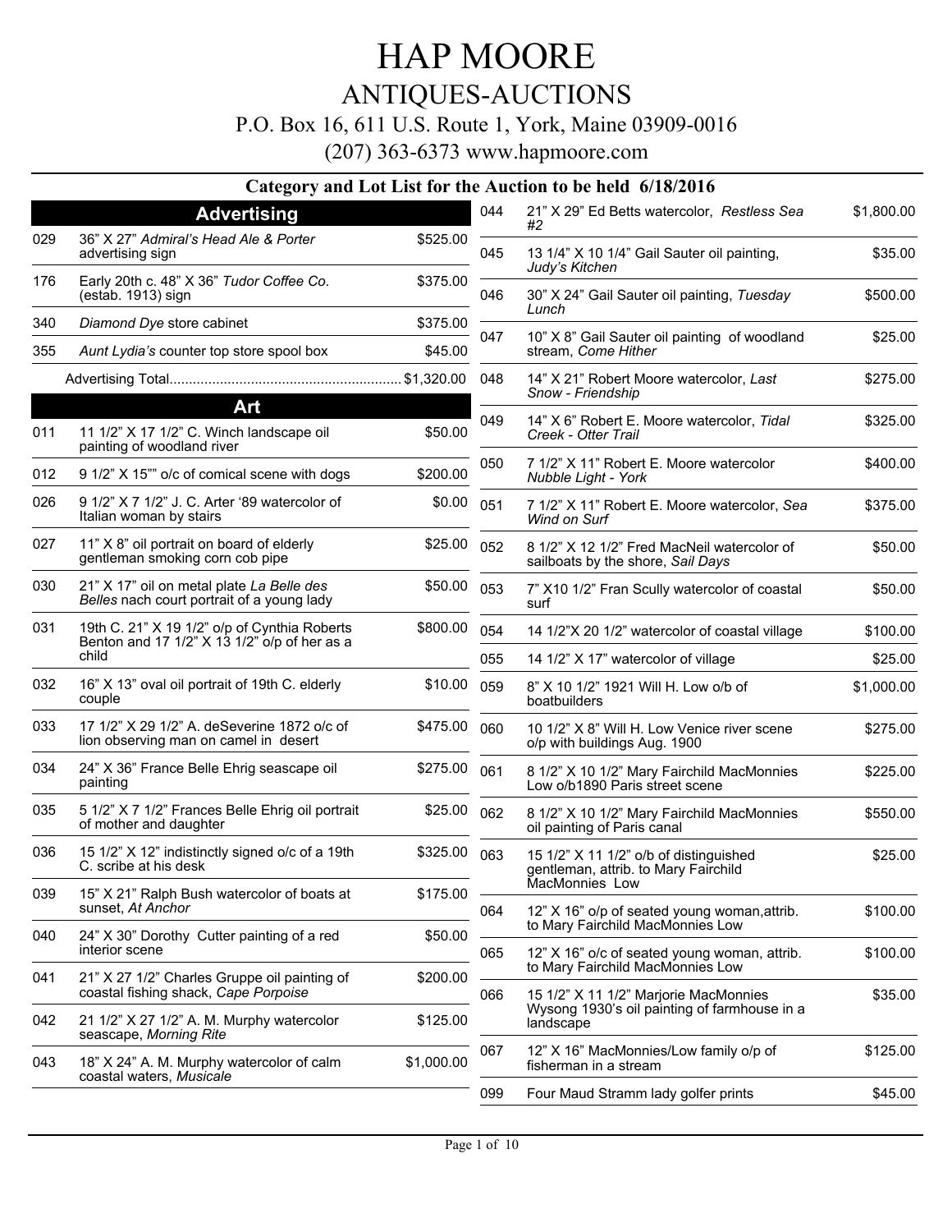# HAP MOORE

## ANTIQUES-AUCTIONS

P.O. Box 16, 611 U.S. Route 1, York, Maine 03909-0016

(207) 363-6373 www.hapmoore.com

### Category and Lot List for the Auction to be held 6/18/2016

## Advertising

| Lot | Description | Price |
|---|---|---|
| 029 | 36" X 27" *Admiral's Head Ale & Porter* advertising sign | $525.00 |
| 176 | Early 20th c. 48" X 36" *Tudor Coffee Co.* (estab. 1913) sign | $375.00 |
| 340 | *Diamond Dye* store cabinet | $375.00 |
| 355 | *Aunt Lydia's* counter top store spool box | $45.00 |
| | Advertising Total | $1,320.00 |

## Art

| Lot | Description | Price |
|---|---|---|
| 011 | 11 1/2" X 17 1/2" C. Winch landscape oil painting of woodland river | $50.00 |
| 012 | 9 1/2" X 15"" o/c of comical scene with dogs | $200.00 |
| 026 | 9 1/2" X 7 1/2" J. C. Arter '89 watercolor of Italian woman by stairs | $0.00 |
| 027 | 11" X 8" oil portrait on board of elderly gentleman smoking corn cob pipe | $25.00 |
| 030 | 21" X 17" oil on metal plate *La Belle des Belles* nach court portrait of a young lady | $50.00 |
| 031 | 19th C. 21" X 19 1/2" o/p of Cynthia Roberts Benton and 17 1/2" X 13 1/2" o/p of her as a child | $800.00 |
| 032 | 16" X 13" oval oil portrait of 19th C. elderly couple | $10.00 |
| 033 | 17 1/2" X 29 1/2" A. deSeverine 1872 o/c of lion observing man on camel in desert | $475.00 |
| 034 | 24" X 36" France Belle Ehrig seascape oil painting | $275.00 |
| 035 | 5 1/2" X 7 1/2" Frances Belle Ehrig oil portrait of mother and daughter | $25.00 |
| 036 | 15 1/2" X 12" indistinctly signed o/c of a 19th C. scribe at his desk | $325.00 |
| 039 | 15" X 21" Ralph Bush watercolor of boats at sunset, *At Anchor* | $175.00 |
| 040 | 24" X 30" Dorothy Cutter painting of a red interior scene | $50.00 |
| 041 | 21" X 27 1/2" Charles Gruppe oil painting of coastal fishing shack, *Cape Porpoise* | $200.00 |
| 042 | 21 1/2" X 27 1/2" A. M. Murphy watercolor seascape, *Morning Rite* | $125.00 |
| 043 | 18" X 24" A. M. Murphy watercolor of calm coastal waters, *Musicale* | $1,000.00 |
| 044 | 21" X 29" Ed Betts watercolor, *Restless Sea #2* | $1,800.00 |
| 045 | 13 1/4" X 10 1/4" Gail Sauter oil painting, *Judy's Kitchen* | $35.00 |
| 046 | 30" X 24" Gail Sauter oil painting, *Tuesday Lunch* | $500.00 |
| 047 | 10" X 8" Gail Sauter oil painting of woodland stream, *Come Hither* | $25.00 |
| 048 | 14" X 21" Robert Moore watercolor, *Last Snow - Friendship* | $275.00 |
| 049 | 14" X 6" Robert E. Moore watercolor, *Tidal Creek - Otter Trail* | $325.00 |
| 050 | 7 1/2" X 11" Robert E. Moore watercolor *Nubble Light - York* | $400.00 |
| 051 | 7 1/2" X 11" Robert E. Moore watercolor, *Sea Wind on Surf* | $375.00 |
| 052 | 8 1/2" X 12 1/2" Fred MacNeil watercolor of sailboats by the shore, *Sail Days* | $50.00 |
| 053 | 7" X10 1/2" Fran Scully watercolor of coastal surf | $50.00 |
| 054 | 14 1/2"X 20 1/2" watercolor of coastal village | $100.00 |
| 055 | 14 1/2" X 17" watercolor of village | $25.00 |
| 059 | 8" X 10 1/2" 1921 Will H. Low o/b of boatbuilders | $1,000.00 |
| 060 | 10 1/2" X 8" Will H. Low Venice river scene o/p with buildings Aug. 1900 | $275.00 |
| 061 | 8 1/2" X 10 1/2" Mary Fairchild MacMonnies Low o/b1890 Paris street scene | $225.00 |
| 062 | 8 1/2" X 10 1/2" Mary Fairchild MacMonnies oil painting of Paris canal | $550.00 |
| 063 | 15 1/2" X 11 1/2" o/b of distinguished gentleman, attrib. to Mary Fairchild MacMonnies Low | $25.00 |
| 064 | 12" X 16" o/p of seated young woman,attrib. to Mary Fairchild MacMonnies Low | $100.00 |
| 065 | 12" X 16" o/c of seated young woman, attrib. to Mary Fairchild MacMonnies Low | $100.00 |
| 066 | 15 1/2" X 11 1/2" Marjorie MacMonnies Wysong 1930's oil painting of farmhouse in a landscape | $35.00 |
| 067 | 12" X 16" MacMonnies/Low family o/p of fisherman in a stream | $125.00 |
| 099 | Four Maud Stramm lady golfer prints | $45.00 |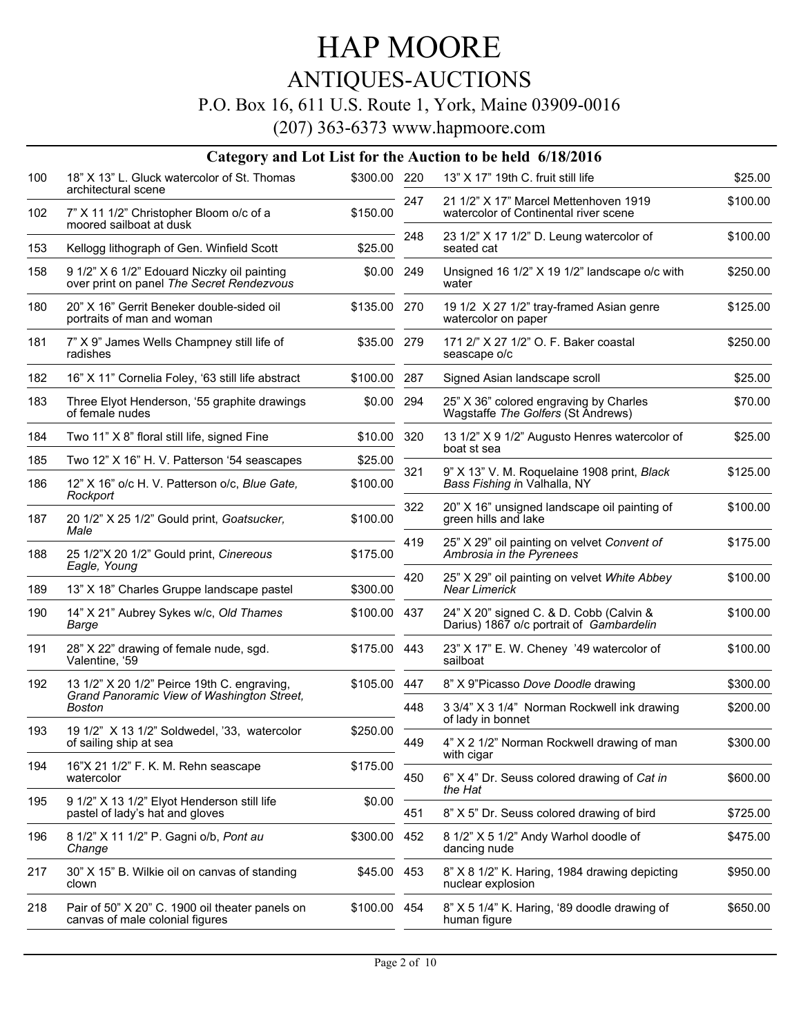# HAP MOORE

## ANTIQUES-AUCTIONS

P.O. Box 16, 611 U.S. Route 1, York, Maine 03909-0016

(207) 363-6373 www.hapmoore.com

### Category and Lot List for the Auction to be held 6/18/2016

| Lot | Description | Estimate |
|---|---|---|
| 100 | 18” X 13” L. Gluck watercolor of St. Thomas architectural scene | $300.00 |
| 102 | 7” X 11 1/2” Christopher Bloom o/c of a moored sailboat at dusk | $150.00 |
| 153 | Kellogg lithograph of Gen. Winfield Scott | $25.00 |
| 158 | 9 1/2” X 6 1/2” Edouard Niczky oil painting over print on panel *The Secret Rendezvous* | $0.00 |
| 180 | 20” X 16” Gerrit Beneker double-sided oil portraits of man and woman | $135.00 |
| 181 | 7” X 9” James Wells Champney still life of radishes | $35.00 |
| 182 | 16” X 11” Cornelia Foley, ‘63 still life abstract | $100.00 |
| 183 | Three Elyot Henderson, ‘55 graphite drawings of female nudes | $0.00 |
| 184 | Two 11” X 8” floral still life, signed Fine | $10.00 |
| 185 | Two 12” X 16” H. V. Patterson ‘54 seascapes | $25.00 |
| 186 | 12” X 16” o/c H. V. Patterson o/c, *Blue Gate, Rockport* | $100.00 |
| 187 | 20 1/2” X 25 1/2” Gould print, *Goatsucker, Male* | $100.00 |
| 188 | 25 1/2”X 20 1/2” Gould print, *Cinereous Eagle, Young* | $175.00 |
| 189 | 13” X 18” Charles Gruppe landscape pastel | $300.00 |
| 190 | 14” X 21” Aubrey Sykes w/c, *Old Thames Barge* | $100.00 |
| 191 | 28” X 22” drawing of female nude, sgd. Valentine, ‘59 | $175.00 |
| 192 | 13 1/2” X 20 1/2” Peirce 19th C. engraving, *Grand Panoramic View of Washington Street, Boston* | $105.00 |
| 193 | 19 1/2” X 13 1/2” Soldwedel, ’33, watercolor of sailing ship at sea | $250.00 |
| 194 | 16”X 21 1/2” F. K. M. Rehn seascape watercolor | $175.00 |
| 195 | 9 1/2” X 13 1/2” Elyot Henderson still life pastel of lady’s hat and gloves | $0.00 |
| 196 | 8 1/2” X 11 1/2” P. Gagni o/b, *Pont au Change* | $300.00 |
| 217 | 30” X 15” B. Wilkie oil on canvas of standing clown | $45.00 |
| 218 | Pair of 50” X 20” C. 1900 oil theater panels on canvas of male colonial figures | $100.00 |
| 220 | 13” X 17” 19th C. fruit still life | $25.00 |
| 247 | 21 1/2” X 17” Marcel Mettenhoven 1919 watercolor of Continental river scene | $100.00 |
| 248 | 23 1/2” X 17 1/2” D. Leung watercolor of seated cat | $100.00 |
| 249 | Unsigned 16 1/2” X 19 1/2” landscape o/c with water | $250.00 |
| 270 | 19 1/2 X 27 1/2” tray-framed Asian genre watercolor on paper | $125.00 |
| 279 | 171 2/” X 27 1/2” O. F. Baker coastal seascape o/c | $250.00 |
| 287 | Signed Asian landscape scroll | $25.00 |
| 294 | 25” X 36” colored engraving by Charles Wagstaffe *The Golfers* (St Andrews) | $70.00 |
| 320 | 13 1/2” X 9 1/2” Augusto Henres watercolor of boat st sea | $25.00 |
| 321 | 9” X 13” V. M. Roquelaine 1908 print, *Black Bass Fishing i*n Valhalla, NY | $125.00 |
| 322 | 20” X 16” unsigned landscape oil painting of green hills and lake | $100.00 |
| 419 | 25” X 29” oil painting on velvet *Convent of Ambrosia in the Pyrenees* | $175.00 |
| 420 | 25” X 29” oil painting on velvet *White Abbey Near Limerick* | $100.00 |
| 437 | 24” X 20” signed C. & D. Cobb (Calvin & Darius) 1867 o/c portrait of *Gambardelin* | $100.00 |
| 443 | 23” X 17” E. W. Cheney ’49 watercolor of sailboat | $100.00 |
| 447 | 8” X 9”Picasso *Dove Doodle* drawing | $300.00 |
| 448 | 3 3/4” X 3 1/4” Norman Rockwell ink drawing of lady in bonnet | $200.00 |
| 449 | 4” X 2 1/2” Norman Rockwell drawing of man with cigar | $300.00 |
| 450 | 6” X 4” Dr. Seuss colored drawing of *Cat in the Hat* | $600.00 |
| 451 | 8” X 5” Dr. Seuss colored drawing of bird | $725.00 |
| 452 | 8 1/2” X 5 1/2” Andy Warhol doodle of dancing nude | $475.00 |
| 453 | 8” X 8 1/2” K. Haring, 1984 drawing depicting nuclear explosion | $950.00 |
| 454 | 8” X 5 1/4” K. Haring, ‘89 doodle drawing of human figure | $650.00 |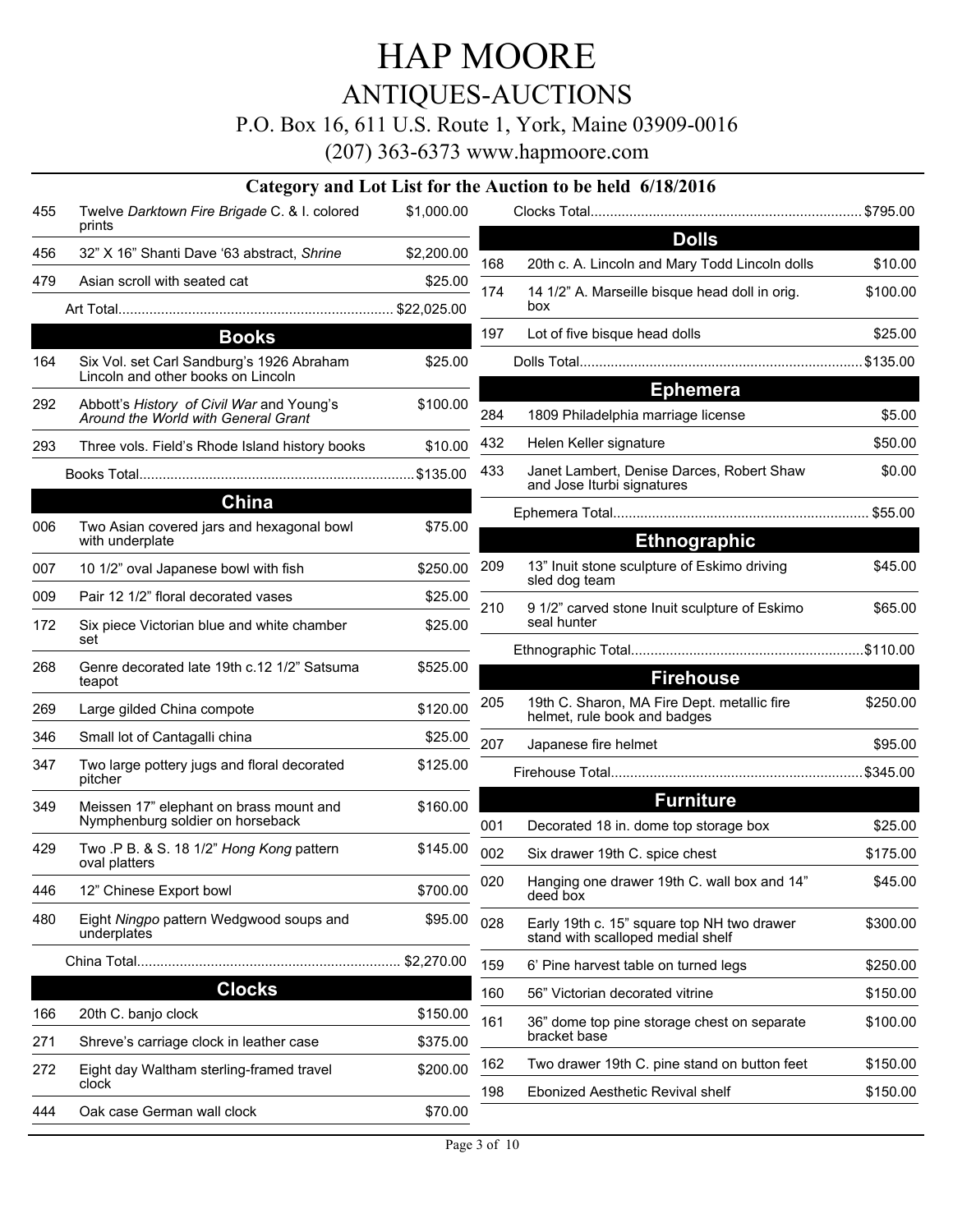# HAP MOORE

## ANTIQUES-AUCTIONS

P.O. Box 16, 611 U.S. Route 1, York, Maine 03909-0016

(207) 363-6373 www.hapmoore.com

### Category and Lot List for the Auction to be held 6/18/2016

| Lot | Description | Price |
|---|---|---|
| 455 | Twelve *Darktown Fire Brigade* C. & I. colored prints | $1,000.00 |
| 456 | 32” X 16” Shanti Dave ‘63 abstract, *Shrine* | $2,200.00 |
| 479 | Asian scroll with seated cat | $25.00 |
| | Art Total | $22,025.00 |

## Books

| Lot | Description | Price |
|---|---|---|
| 164 | Six Vol. set Carl Sandburg’s 1926 Abraham Lincoln and other books on Lincoln | $25.00 |
| 292 | Abbott’s *History of Civil War* and Young’s *Around the World with General Grant* | $100.00 |
| 293 | Three vols. Field’s Rhode Island history books | $10.00 |
| | Books Total | $135.00 |

## China

| Lot | Description | Price |
|---|---|---|
| 006 | Two Asian covered jars and hexagonal bowl with underplate | $75.00 |
| 007 | 10 1/2” oval Japanese bowl with fish | $250.00 |
| 009 | Pair 12 1/2” floral decorated vases | $25.00 |
| 172 | Six piece Victorian blue and white chamber set | $25.00 |
| 268 | Genre decorated late 19th c.12 1/2” Satsuma teapot | $525.00 |
| 269 | Large gilded China compote | $120.00 |
| 346 | Small lot of Cantagalli china | $25.00 |
| 347 | Two large pottery jugs and floral decorated pitcher | $125.00 |
| 349 | Meissen 17” elephant on brass mount and Nymphenburg soldier on horseback | $160.00 |
| 429 | Two .P B. & S. 18 1/2” *Hong Kong* pattern oval platters | $145.00 |
| 446 | 12” Chinese Export bowl | $700.00 |
| 480 | Eight *Ningpo* pattern Wedgwood soups and underplates | $95.00 |
| | China Total | $2,270.00 |

## Clocks

| Lot | Description | Price |
|---|---|---|
| 166 | 20th C. banjo clock | $150.00 |
| 271 | Shreve’s carriage clock in leather case | $375.00 |
| 272 | Eight day Waltham sterling-framed travel clock | $200.00 |
| 444 | Oak case German wall clock | $70.00 |
| | Clocks Total | $795.00 |

## Dolls

| Lot | Description | Price |
|---|---|---|
| 168 | 20th c. A. Lincoln and Mary Todd Lincoln dolls | $10.00 |
| 174 | 14 1/2” A. Marseille bisque head doll in orig. box | $100.00 |
| 197 | Lot of five bisque head dolls | $25.00 |
| | Dolls Total | $135.00 |

## Ephemera

| Lot | Description | Price |
|---|---|---|
| 284 | 1809 Philadelphia marriage license | $5.00 |
| 432 | Helen Keller signature | $50.00 |
| 433 | Janet Lambert, Denise Darces, Robert Shaw and Jose Iturbi signatures | $0.00 |
| | Ephemera Total | $55.00 |

## Ethnographic

| Lot | Description | Price |
|---|---|---|
| 209 | 13” Inuit stone sculpture of Eskimo driving sled dog team | $45.00 |
| 210 | 9 1/2” carved stone Inuit sculpture of Eskimo seal hunter | $65.00 |
| | Ethnographic Total | $110.00 |

## Firehouse

| Lot | Description | Price |
|---|---|---|
| 205 | 19th C. Sharon, MA Fire Dept. metallic fire helmet, rule book and badges | $250.00 |
| 207 | Japanese fire helmet | $95.00 |
| | Firehouse Total | $345.00 |

## Furniture

| Lot | Description | Price |
|---|---|---|
| 001 | Decorated 18 in. dome top storage box | $25.00 |
| 002 | Six drawer 19th C. spice chest | $175.00 |
| 020 | Hanging one drawer 19th C. wall box and 14” deed box | $45.00 |
| 028 | Early 19th c. 15” square top NH two drawer stand with scalloped medial shelf | $300.00 |
| 159 | 6’ Pine harvest table on turned legs | $250.00 |
| 160 | 56” Victorian decorated vitrine | $150.00 |
| 161 | 36” dome top pine storage chest on separate bracket base | $100.00 |
| 162 | Two drawer 19th C. pine stand on button feet | $150.00 |
| 198 | Ebonized Aesthetic Revival shelf | $150.00 |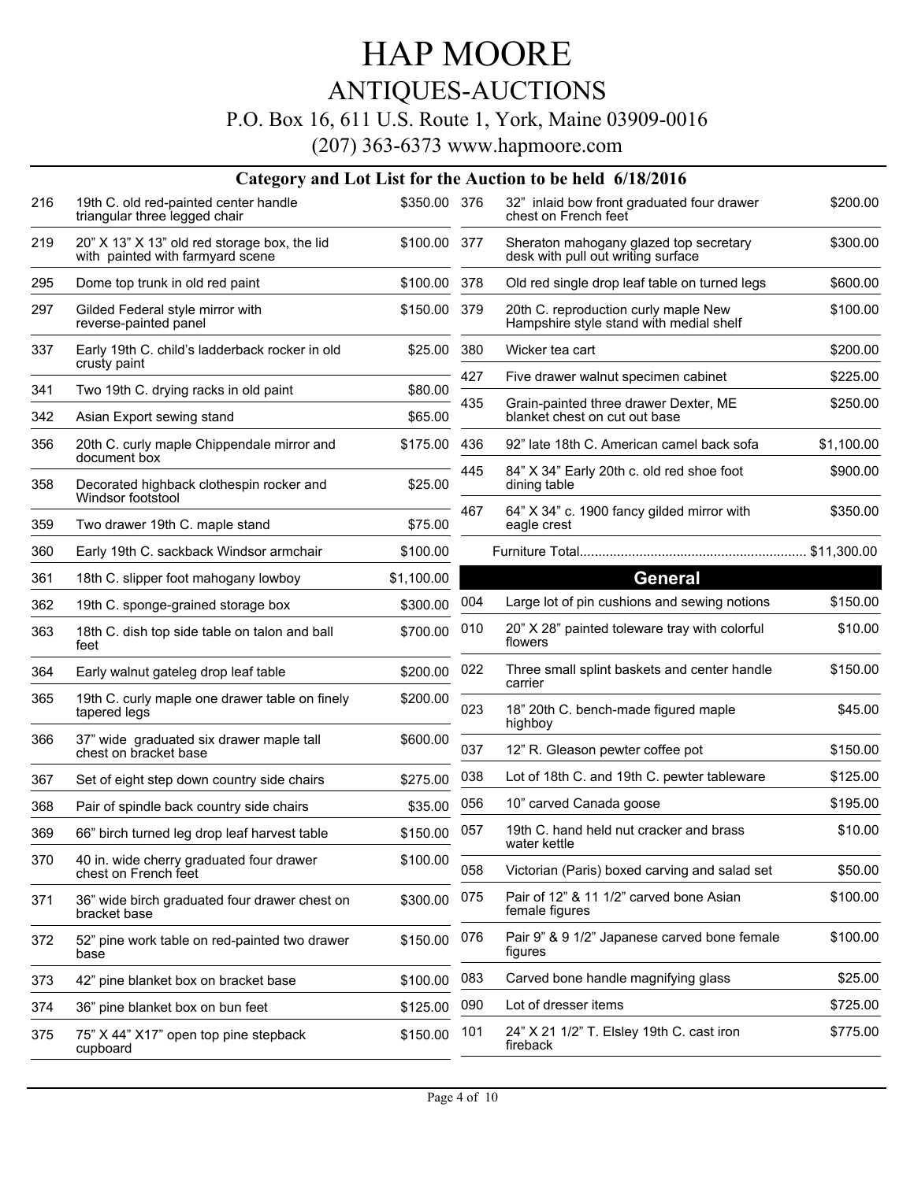# HAP MOORE

## ANTIQUES-AUCTIONS

P.O. Box 16, 611 U.S. Route 1, York, Maine 03909-0016

(207) 363-6373 www.hapmoore.com

### Category and Lot List for the Auction to be held 6/18/2016

| Lot | Description | Price |
|---|---|---|
| 216 | 19th C. old red-painted center handle triangular three legged chair | $350.00 |
| 219 | 20" X 13" X 13" old red storage box, the lid with painted with farmyard scene | $100.00 |
| 295 | Dome top trunk in old red paint | $100.00 |
| 297 | Gilded Federal style mirror with reverse-painted panel | $150.00 |
| 337 | Early 19th C. child's ladderback rocker in old crusty paint | $25.00 |
| 341 | Two 19th C. drying racks in old paint | $80.00 |
| 342 | Asian Export sewing stand | $65.00 |
| 356 | 20th C. curly maple Chippendale mirror and document box | $175.00 |
| 358 | Decorated highback clothespin rocker and Windsor footstool | $25.00 |
| 359 | Two drawer 19th C. maple stand | $75.00 |
| 360 | Early 19th C. sackback Windsor armchair | $100.00 |
| 361 | 18th C. slipper foot mahogany lowboy | $1,100.00 |
| 362 | 19th C. sponge-grained storage box | $300.00 |
| 363 | 18th C. dish top side table on talon and ball feet | $700.00 |
| 364 | Early walnut gateleg drop leaf table | $200.00 |
| 365 | 19th C. curly maple one drawer table on finely tapered legs | $200.00 |
| 366 | 37" wide graduated six drawer maple tall chest on bracket base | $600.00 |
| 367 | Set of eight step down country side chairs | $275.00 |
| 368 | Pair of spindle back country side chairs | $35.00 |
| 369 | 66" birch turned leg drop leaf harvest table | $150.00 |
| 370 | 40 in. wide cherry graduated four drawer chest on French feet | $100.00 |
| 371 | 36" wide birch graduated four drawer chest on bracket base | $300.00 |
| 372 | 52" pine work table on red-painted two drawer base | $150.00 |
| 373 | 42" pine blanket box on bracket base | $100.00 |
| 374 | 36" pine blanket box on bun feet | $125.00 |
| 375 | 75" X 44" X17" open top pine stepback cupboard | $150.00 |
| 376 | 32" inlaid bow front graduated four drawer chest on French feet | $200.00 |
| 377 | Sheraton mahogany glazed top secretary desk with pull out writing surface | $300.00 |
| 378 | Old red single drop leaf table on turned legs | $600.00 |
| 379 | 20th C. reproduction curly maple New Hampshire style stand with medial shelf | $100.00 |
| 380 | Wicker tea cart | $200.00 |
| 427 | Five drawer walnut specimen cabinet | $225.00 |
| 435 | Grain-painted three drawer Dexter, ME blanket chest on cut out base | $250.00 |
| 436 | 92" late 18th C. American camel back sofa | $1,100.00 |
| 445 | 84" X 34" Early 20th c. old red shoe foot dining table | $900.00 |
| 467 | 64" X 34" c. 1900 fancy gilded mirror with eagle crest | $350.00 |

Furniture Total............................................................ $11,300.00

### General

| Lot | Description | Price |
|---|---|---|
| 004 | Large lot of pin cushions and sewing notions | $150.00 |
| 010 | 20" X 28" painted toleware tray with colorful flowers | $10.00 |
| 022 | Three small splint baskets and center handle carrier | $150.00 |
| 023 | 18" 20th C. bench-made figured maple highboy | $45.00 |
| 037 | 12" R. Gleason pewter coffee pot | $150.00 |
| 038 | Lot of 18th C. and 19th C. pewter tableware | $125.00 |
| 056 | 10" carved Canada goose | $195.00 |
| 057 | 19th C. hand held nut cracker and brass water kettle | $10.00 |
| 058 | Victorian (Paris) boxed carving and salad set | $50.00 |
| 075 | Pair of 12" & 11 1/2" carved bone Asian female figures | $100.00 |
| 076 | Pair 9" & 9 1/2" Japanese carved bone female figures | $100.00 |
| 083 | Carved bone handle magnifying glass | $25.00 |
| 090 | Lot of dresser items | $725.00 |
| 101 | 24" X 21 1/2" T. Elsley 19th C. cast iron fireback | $775.00 |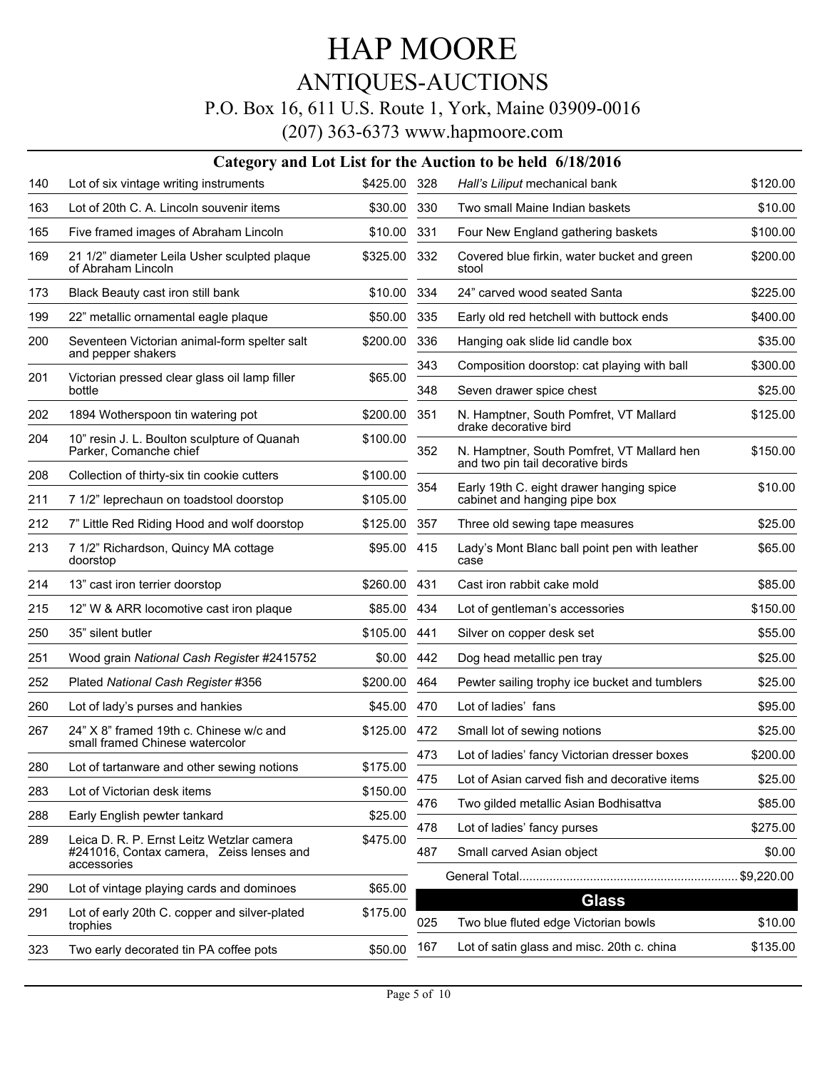# HAP MOORE

## ANTIQUES-AUCTIONS

P.O. Box 16, 611 U.S. Route 1, York, Maine 03909-0016

(207) 363-6373 www.hapmoore.com

### Category and Lot List for the Auction to be held 6/18/2016

| Lot | Description | Price |
|---|---|---|
| 140 | Lot of six vintage writing instruments | $425.00 |
| 163 | Lot of 20th C. A. Lincoln souvenir items | $30.00 |
| 165 | Five framed images of Abraham Lincoln | $10.00 |
| 169 | 21 1/2" diameter Leila Usher sculpted plaque of Abraham Lincoln | $325.00 |
| 173 | Black Beauty cast iron still bank | $10.00 |
| 199 | 22" metallic ornamental eagle plaque | $50.00 |
| 200 | Seventeen Victorian animal-form spelter salt and pepper shakers | $200.00 |
| 201 | Victorian pressed clear glass oil lamp filler bottle | $65.00 |
| 202 | 1894 Wotherspoon tin watering pot | $200.00 |
| 204 | 10" resin J. L. Boulton sculpture of Quanah Parker, Comanche chief | $100.00 |
| 208 | Collection of thirty-six tin cookie cutters | $100.00 |
| 211 | 7 1/2" leprechaun on toadstool doorstop | $105.00 |
| 212 | 7" Little Red Riding Hood and wolf doorstop | $125.00 |
| 213 | 7 1/2" Richardson, Quincy MA cottage doorstop | $95.00 |
| 214 | 13" cast iron terrier doorstop | $260.00 |
| 215 | 12" W & ARR locomotive cast iron plaque | $85.00 |
| 250 | 35" silent butler | $105.00 |
| 251 | Wood grain *National Cash Register* #2415752 | $0.00 |
| 252 | Plated *National Cash Register* #356 | $200.00 |
| 260 | Lot of lady's purses and hankies | $45.00 |
| 267 | 24" X 8" framed 19th c. Chinese w/c and small framed Chinese watercolor | $125.00 |
| 280 | Lot of tartanware and other sewing notions | $175.00 |
| 283 | Lot of Victorian desk items | $150.00 |
| 288 | Early English pewter tankard | $25.00 |
| 289 | Leica D. R. P. Ernst Leitz Wetzlar camera #241016, Contax camera, Zeiss lenses and accessories | $475.00 |
| 290 | Lot of vintage playing cards and dominoes | $65.00 |
| 291 | Lot of early 20th C. copper and silver-plated trophies | $175.00 |
| 323 | Two early decorated tin PA coffee pots | $50.00 |
| 328 | *Hall's Liliput* mechanical bank | $120.00 |
| 330 | Two small Maine Indian baskets | $10.00 |
| 331 | Four New England gathering baskets | $100.00 |
| 332 | Covered blue firkin, water bucket and green stool | $200.00 |
| 334 | 24" carved wood seated Santa | $225.00 |
| 335 | Early old red hetchell with buttock ends | $400.00 |
| 336 | Hanging oak slide lid candle box | $35.00 |
| 343 | Composition doorstop: cat playing with ball | $300.00 |
| 348 | Seven drawer spice chest | $25.00 |
| 351 | N. Hamptner, South Pomfret, VT Mallard drake decorative bird | $125.00 |
| 352 | N. Hamptner, South Pomfret, VT Mallard hen and two pin tail decorative birds | $150.00 |
| 354 | Early 19th C. eight drawer hanging spice cabinet and hanging pipe box | $10.00 |
| 357 | Three old sewing tape measures | $25.00 |
| 415 | Lady's Mont Blanc ball point pen with leather case | $65.00 |
| 431 | Cast iron rabbit cake mold | $85.00 |
| 434 | Lot of gentleman's accessories | $150.00 |
| 441 | Silver on copper desk set | $55.00 |
| 442 | Dog head metallic pen tray | $25.00 |
| 464 | Pewter sailing trophy ice bucket and tumblers | $25.00 |
| 470 | Lot of ladies' fans | $95.00 |
| 472 | Small lot of sewing notions | $25.00 |
| 473 | Lot of ladies' fancy Victorian dresser boxes | $200.00 |
| 475 | Lot of Asian carved fish and decorative items | $25.00 |
| 476 | Two gilded metallic Asian Bodhisattva | $85.00 |
| 478 | Lot of ladies' fancy purses | $275.00 |
| 487 | Small carved Asian object | $0.00 |

General Total................................................................ $9,220.00

## Glass

| Lot | Description | Price |
|---|---|---|
| 025 | Two blue fluted edge Victorian bowls | $10.00 |
| 167 | Lot of satin glass and misc. 20th c. china | $135.00 |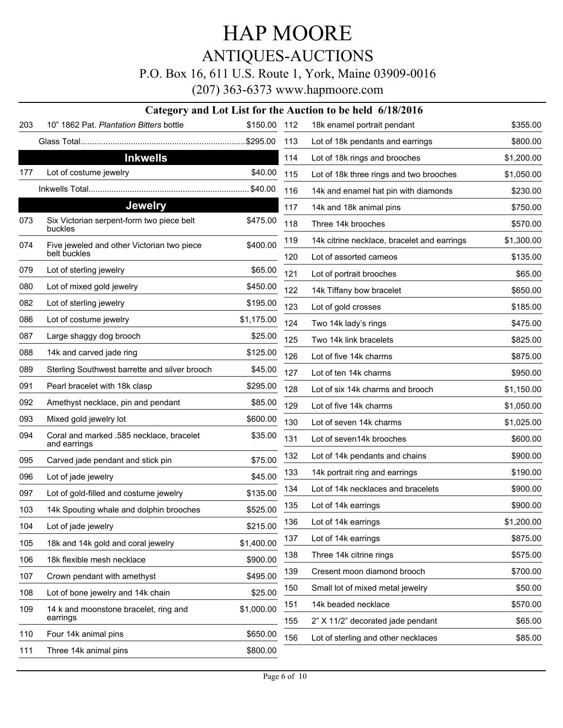# HAP MOORE

## ANTIQUES-AUCTIONS

P.O. Box 16, 611 U.S. Route 1, York, Maine 03909-0016

(207) 363-6373 www.hapmoore.com

### Category and Lot List for the Auction to be held 6/18/2016

| Lot | Description | Price |
|---|---|---|
| 203 | 10" 1862 Pat. *Plantation Bitters* bottle | $150.00 |
| | Glass Total....................................................................... | $295.00 |

### Inkwells

| Lot | Description | Price |
|---|---|---|
| 177 | Lot of costume jewelry | $40.00 |
| | Inkwells Total..................................................................... | $40.00 |

### Jewelry

| Lot | Description | Price |
|---|---|---|
| 073 | Six Victorian serpent-form two piece belt buckles | $475.00 |
| 074 | Five jeweled and other Victorian two piece belt buckles | $400.00 |
| 079 | Lot of sterling jewelry | $65.00 |
| 080 | Lot of mixed gold jewelry | $450.00 |
| 082 | Lot of sterling jewelry | $195.00 |
| 086 | Lot of costume jewelry | $1,175.00 |
| 087 | Large shaggy dog brooch | $25.00 |
| 088 | 14k and carved jade ring | $125.00 |
| 089 | Sterling Southwest barrette and silver brooch | $45.00 |
| 091 | Pearl bracelet with 18k clasp | $295.00 |
| 092 | Amethyst necklace, pin and pendant | $85.00 |
| 093 | Mixed gold jewelry lot | $600.00 |
| 094 | Coral and marked .585 necklace, bracelet and earrings | $35.00 |
| 095 | Carved jade pendant and stick pin | $75.00 |
| 096 | Lot of jade jewelry | $45.00 |
| 097 | Lot of gold-filled and costume jewelry | $135.00 |
| 103 | 14k Spouting whale and dolphin brooches | $525.00 |
| 104 | Lot of jade jewelry | $215.00 |
| 105 | 18k and 14k gold and coral jewelry | $1,400.00 |
| 106 | 18k flexible mesh necklace | $900.00 |
| 107 | Crown pendant with amethyst | $495.00 |
| 108 | Lot of bone jewelry and 14k chain | $25.00 |
| 109 | 14 k and moonstone bracelet, ring and earrings | $1,000.00 |
| 110 | Four 14k animal pins | $650.00 |
| 111 | Three 14k animal pins | $800.00 |
| 112 | 18k enamel portrait pendant | $355.00 |
| 113 | Lot of 18k pendants and earrings | $800.00 |
| 114 | Lot of 18k rings and brooches | $1,200.00 |
| 115 | Lot of 18k three rings and two brooches | $1,050.00 |
| 116 | 14k and enamel hat pin with diamonds | $230.00 |
| 117 | 14k and 18k animal pins | $750.00 |
| 118 | Three 14k brooches | $570.00 |
| 119 | 14k citrine necklace, bracelet and earrings | $1,300.00 |
| 120 | Lot of assorted cameos | $135.00 |
| 121 | Lot of portrait brooches | $65.00 |
| 122 | 14k Tiffany bow bracelet | $650.00 |
| 123 | Lot of gold crosses | $185.00 |
| 124 | Two 14k lady's rings | $475.00 |
| 125 | Two 14k link bracelets | $825.00 |
| 126 | Lot of five 14k charms | $875.00 |
| 127 | Lot of ten 14k charms | $950.00 |
| 128 | Lot of six 14k charms and brooch | $1,150.00 |
| 129 | Lot of five 14k charms | $1,050.00 |
| 130 | Lot of seven 14k charms | $1,025.00 |
| 131 | Lot of seven14k brooches | $600.00 |
| 132 | Lot of 14k pendants and chains | $900.00 |
| 133 | 14k portrait ring and earrings | $190.00 |
| 134 | Lot of 14k necklaces and bracelets | $900.00 |
| 135 | Lot of 14k earrings | $900.00 |
| 136 | Lot of 14k earrings | $1,200.00 |
| 137 | Lot of 14k earrings | $875.00 |
| 138 | Three 14k citrine rings | $575.00 |
| 139 | Cresent moon diamond brooch | $700.00 |
| 150 | Small lot of mixed metal jewelry | $50.00 |
| 151 | 14k beaded necklace | $570.00 |
| 155 | 2" X 11/2" decorated jade pendant | $65.00 |
| 156 | Lot of sterling and other necklaces | $85.00 |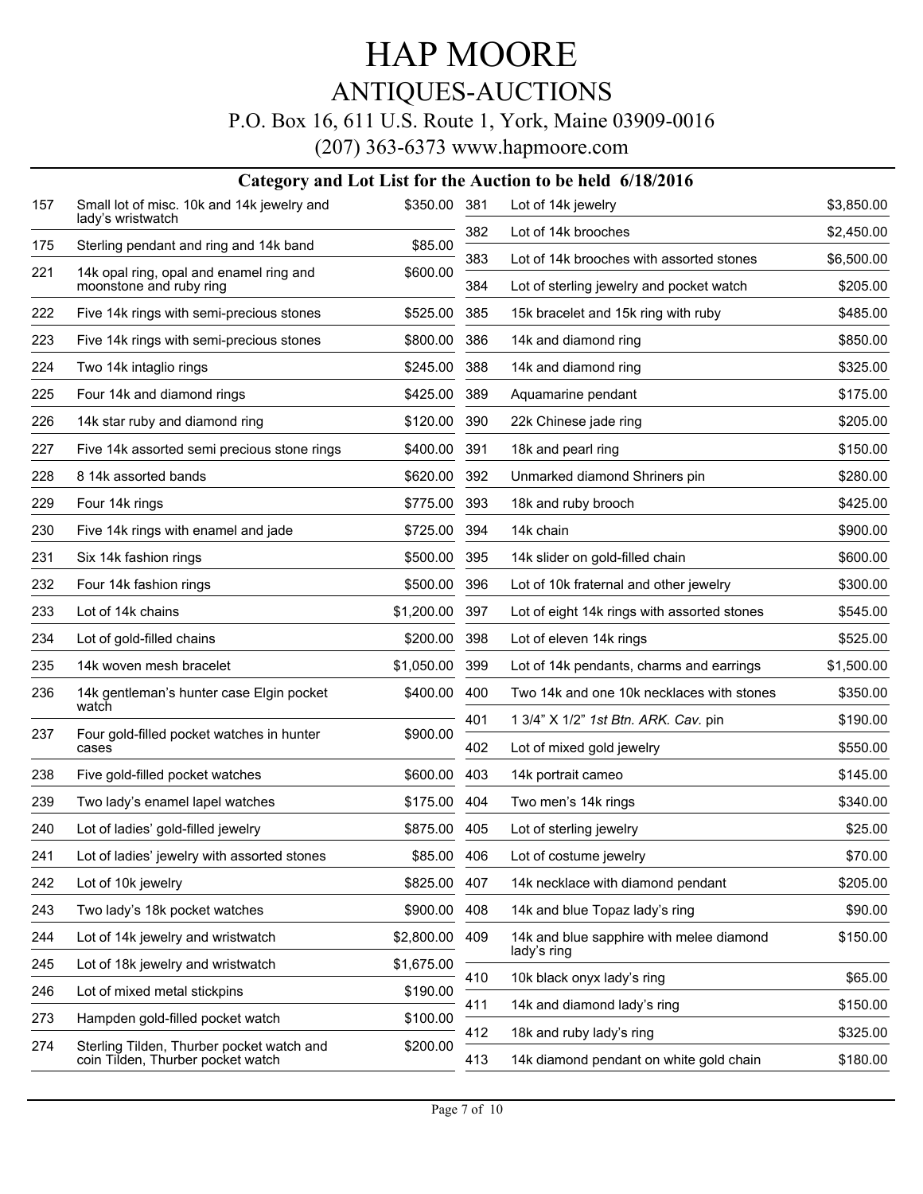# HAP MOORE

## ANTIQUES-AUCTIONS

P.O. Box 16, 611 U.S. Route 1, York, Maine 03909-0016

(207) 363-6373 www.hapmoore.com

### Category and Lot List for the Auction to be held 6/18/2016

| Lot | Description | Price |
|---|---|---|
| 157 | Small lot of misc. 10k and 14k jewelry and lady's wristwatch | $350.00 |
| 175 | Sterling pendant and ring and 14k band | $85.00 |
| 221 | 14k opal ring, opal and enamel ring and moonstone and ruby ring | $600.00 |
| 222 | Five 14k rings with semi-precious stones | $525.00 |
| 223 | Five 14k rings with semi-precious stones | $800.00 |
| 224 | Two 14k intaglio rings | $245.00 |
| 225 | Four 14k and diamond rings | $425.00 |
| 226 | 14k star ruby and diamond ring | $120.00 |
| 227 | Five 14k assorted semi precious stone rings | $400.00 |
| 228 | 8 14k assorted bands | $620.00 |
| 229 | Four 14k rings | $775.00 |
| 230 | Five 14k rings with enamel and jade | $725.00 |
| 231 | Six 14k fashion rings | $500.00 |
| 232 | Four 14k fashion rings | $500.00 |
| 233 | Lot of 14k chains | $1,200.00 |
| 234 | Lot of gold-filled chains | $200.00 |
| 235 | 14k woven mesh bracelet | $1,050.00 |
| 236 | 14k gentleman's hunter case Elgin pocket watch | $400.00 |
| 237 | Four gold-filled pocket watches in hunter cases | $900.00 |
| 238 | Five gold-filled pocket watches | $600.00 |
| 239 | Two lady's enamel lapel watches | $175.00 |
| 240 | Lot of ladies' gold-filled jewelry | $875.00 |
| 241 | Lot of ladies' jewelry with assorted stones | $85.00 |
| 242 | Lot of 10k jewelry | $825.00 |
| 243 | Two lady's 18k pocket watches | $900.00 |
| 244 | Lot of 14k jewelry and wristwatch | $2,800.00 |
| 245 | Lot of 18k jewelry and wristwatch | $1,675.00 |
| 246 | Lot of mixed metal stickpins | $190.00 |
| 273 | Hampden gold-filled pocket watch | $100.00 |
| 274 | Sterling Tilden, Thurber pocket watch and coin Tilden, Thurber pocket watch | $200.00 |
| 381 | Lot of 14k jewelry | $3,850.00 |
| 382 | Lot of 14k brooches | $2,450.00 |
| 383 | Lot of 14k brooches with assorted stones | $6,500.00 |
| 384 | Lot of sterling jewelry and pocket watch | $205.00 |
| 385 | 15k bracelet and 15k ring with ruby | $485.00 |
| 386 | 14k and diamond ring | $850.00 |
| 388 | 14k and diamond ring | $325.00 |
| 389 | Aquamarine pendant | $175.00 |
| 390 | 22k Chinese jade ring | $205.00 |
| 391 | 18k and pearl ring | $150.00 |
| 392 | Unmarked diamond Shriners pin | $280.00 |
| 393 | 18k and ruby brooch | $425.00 |
| 394 | 14k chain | $900.00 |
| 395 | 14k slider on gold-filled chain | $600.00 |
| 396 | Lot of 10k fraternal and other jewelry | $300.00 |
| 397 | Lot of eight 14k rings with assorted stones | $545.00 |
| 398 | Lot of eleven 14k rings | $525.00 |
| 399 | Lot of 14k pendants, charms and earrings | $1,500.00 |
| 400 | Two 14k and one 10k necklaces with stones | $350.00 |
| 401 | 1 3/4" X 1/2" *1st Btn. ARK. Cav.* pin | $190.00 |
| 402 | Lot of mixed gold jewelry | $550.00 |
| 403 | 14k portrait cameo | $145.00 |
| 404 | Two men's 14k rings | $340.00 |
| 405 | Lot of sterling jewelry | $25.00 |
| 406 | Lot of costume jewelry | $70.00 |
| 407 | 14k necklace with diamond pendant | $205.00 |
| 408 | 14k and blue Topaz lady's ring | $90.00 |
| 409 | 14k and blue sapphire with melee diamond lady's ring | $150.00 |
| 410 | 10k black onyx lady's ring | $65.00 |
| 411 | 14k and diamond lady's ring | $150.00 |
| 412 | 18k and ruby lady's ring | $325.00 |
| 413 | 14k diamond pendant on white gold chain | $180.00 |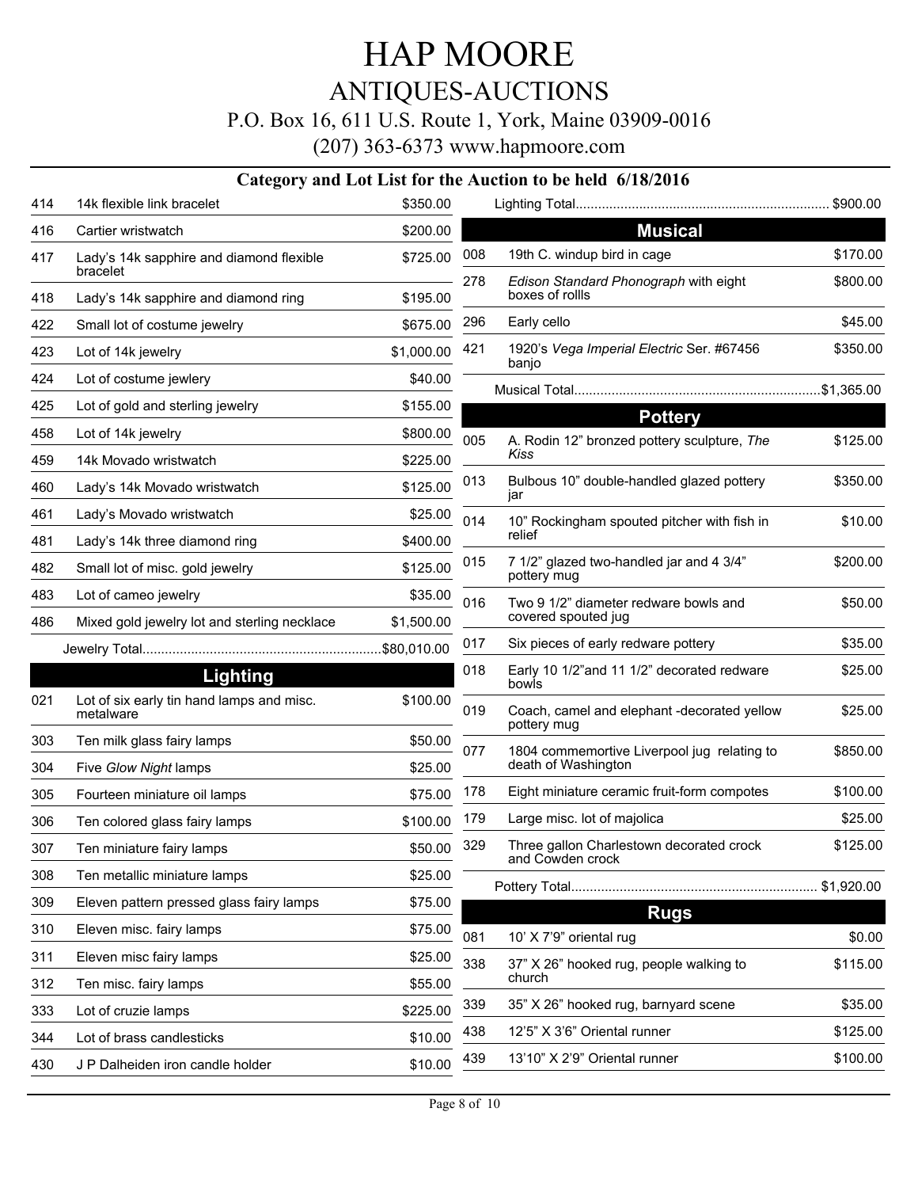# HAP MOORE

## ANTIQUES-AUCTIONS

P.O. Box 16, 611 U.S. Route 1, York, Maine 03909-0016

(207) 363-6373 www.hapmoore.com

### Category and Lot List for the Auction to be held 6/18/2016

| Lot | Description | Price |
|---|---|---|
| 414 | 14k flexible link bracelet | $350.00 |
| 416 | Cartier wristwatch | $200.00 |
| 417 | Lady's 14k sapphire and diamond flexible bracelet | $725.00 |
| 418 | Lady's 14k sapphire and diamond ring | $195.00 |
| 422 | Small lot of costume jewelry | $675.00 |
| 423 | Lot of 14k jewelry | $1,000.00 |
| 424 | Lot of costume jewlery | $40.00 |
| 425 | Lot of gold and sterling jewelry | $155.00 |
| 458 | Lot of 14k jewelry | $800.00 |
| 459 | 14k Movado wristwatch | $225.00 |
| 460 | Lady's 14k Movado wristwatch | $125.00 |
| 461 | Lady's Movado wristwatch | $25.00 |
| 481 | Lady's 14k three diamond ring | $400.00 |
| 482 | Small lot of misc. gold jewelry | $125.00 |
| 483 | Lot of cameo jewelry | $35.00 |
| 486 | Mixed gold jewelry lot and sterling necklace | $1,500.00 |
| | Jewelry Total | $80,010.00 |

### Lighting

| Lot | Description | Price |
|---|---|---|
| 021 | Lot of six early tin hand lamps and misc. metalware | $100.00 |
| 303 | Ten milk glass fairy lamps | $50.00 |
| 304 | Five *Glow Night* lamps | $25.00 |
| 305 | Fourteen miniature oil lamps | $75.00 |
| 306 | Ten colored glass fairy lamps | $100.00 |
| 307 | Ten miniature fairy lamps | $50.00 |
| 308 | Ten metallic miniature lamps | $25.00 |
| 309 | Eleven pattern pressed glass fairy lamps | $75.00 |
| 310 | Eleven misc. fairy lamps | $75.00 |
| 311 | Eleven misc fairy lamps | $25.00 |
| 312 | Ten misc. fairy lamps | $55.00 |
| 333 | Lot of cruzie lamps | $225.00 |
| 344 | Lot of brass candlesticks | $10.00 |
| 430 | J P Dalheiden iron candle holder | $10.00 |
| | Lighting Total | $900.00 |

### Musical

| Lot | Description | Price |
|---|---|---|
| 008 | 19th C. windup bird in cage | $170.00 |
| 278 | *Edison Standard Phonograph* with eight boxes of rollls | $800.00 |
| 296 | Early cello | $45.00 |
| 421 | 1920's *Vega Imperial Electric* Ser. #67456 banjo | $350.00 |
| | Musical Total | $1,365.00 |

### Pottery

| Lot | Description | Price |
|---|---|---|
| 005 | A. Rodin 12" bronzed pottery sculpture, *The Kiss* | $125.00 |
| 013 | Bulbous 10" double-handled glazed pottery jar | $350.00 |
| 014 | 10" Rockingham spouted pitcher with fish in relief | $10.00 |
| 015 | 7 1/2" glazed two-handled jar and 4 3/4" pottery mug | $200.00 |
| 016 | Two 9 1/2" diameter redware bowls and covered spouted jug | $50.00 |
| 017 | Six pieces of early redware pottery | $35.00 |
| 018 | Early 10 1/2"and 11 1/2" decorated redware bowls | $25.00 |
| 019 | Coach, camel and elephant -decorated yellow pottery mug | $25.00 |
| 077 | 1804 commemortive Liverpool jug relating to death of Washington | $850.00 |
| 178 | Eight miniature ceramic fruit-form compotes | $100.00 |
| 179 | Large misc. lot of majolica | $25.00 |
| 329 | Three gallon Charlestown decorated crock and Cowden crock | $125.00 |
| | Pottery Total | $1,920.00 |

### Rugs

| Lot | Description | Price |
|---|---|---|
| 081 | 10' X 7'9" oriental rug | $0.00 |
| 338 | 37" X 26" hooked rug, people walking to church | $115.00 |
| 339 | 35" X 26" hooked rug, barnyard scene | $35.00 |
| 438 | 12'5" X 3'6" Oriental runner | $125.00 |
| 439 | 13'10" X 2'9" Oriental runner | $100.00 |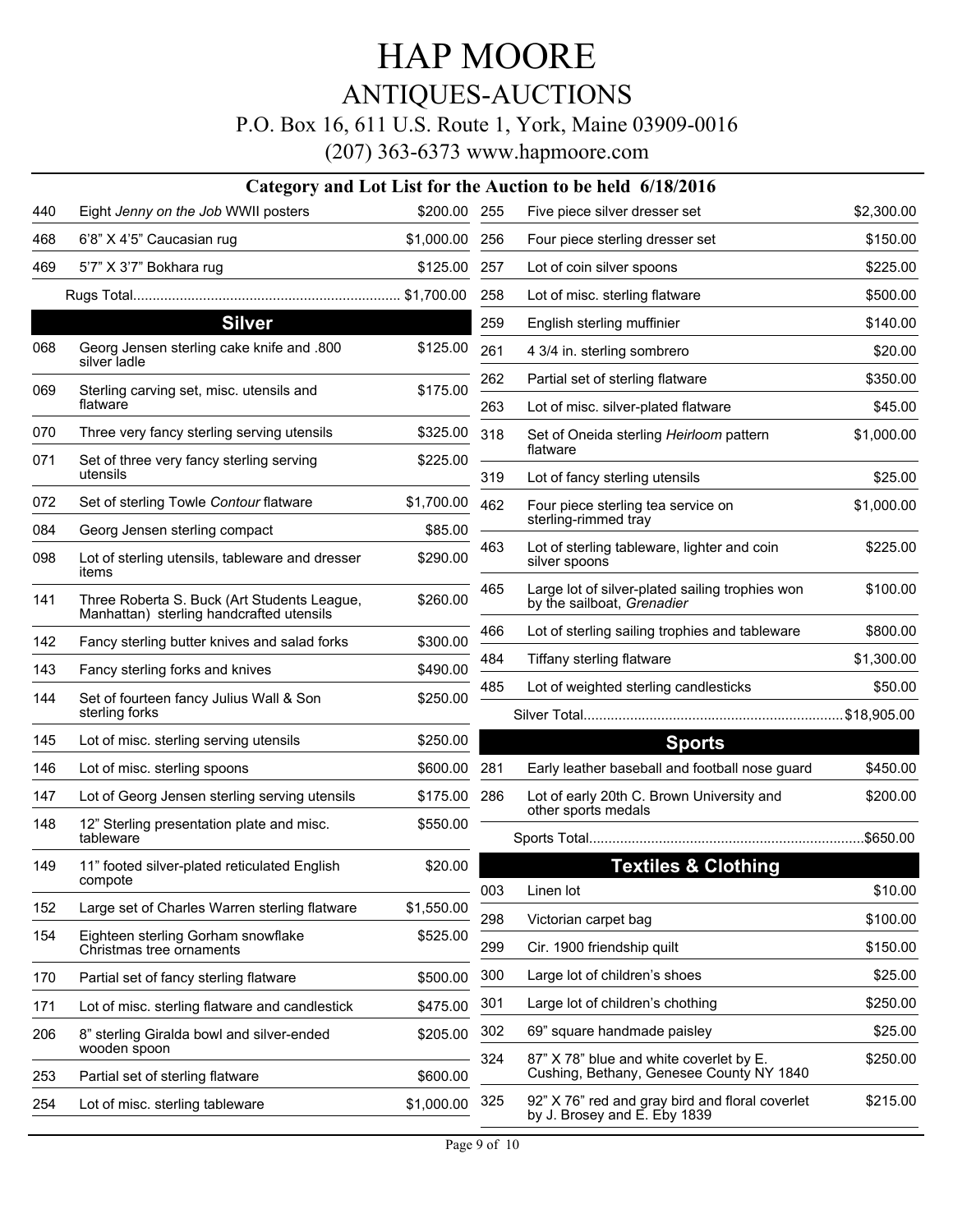# HAP MOORE

## ANTIQUES-AUCTIONS

P.O. Box 16, 611 U.S. Route 1, York, Maine 03909-0016

(207) 363-6373 www.hapmoore.com

### Category and Lot List for the Auction to be held 6/18/2016

| Lot | Description | Price |
|---|---|---|
| 440 | Eight *Jenny on the Job* WWII posters | $200.00 |
| 468 | 6'8" X 4'5" Caucasian rug | $1,000.00 |
| 469 | 5'7" X 3'7" Bokhara rug | $125.00 |
| | Rugs Total | $1,700.00 |

## Silver

| Lot | Description | Price |
|---|---|---|
| 068 | Georg Jensen sterling cake knife and .800 silver ladle | $125.00 |
| 069 | Sterling carving set, misc. utensils and flatware | $175.00 |
| 070 | Three very fancy sterling serving utensils | $325.00 |
| 071 | Set of three very fancy sterling serving utensils | $225.00 |
| 072 | Set of sterling Towle *Contour* flatware | $1,700.00 |
| 084 | Georg Jensen sterling compact | $85.00 |
| 098 | Lot of sterling utensils, tableware and dresser items | $290.00 |
| 141 | Three Roberta S. Buck (Art Students League, Manhattan) sterling handcrafted utensils | $260.00 |
| 142 | Fancy sterling butter knives and salad forks | $300.00 |
| 143 | Fancy sterling forks and knives | $490.00 |
| 144 | Set of fourteen fancy Julius Wall & Son sterling forks | $250.00 |
| 145 | Lot of misc. sterling serving utensils | $250.00 |
| 146 | Lot of misc. sterling spoons | $600.00 |
| 147 | Lot of Georg Jensen sterling serving utensils | $175.00 |
| 148 | 12" Sterling presentation plate and misc. tableware | $550.00 |
| 149 | 11" footed silver-plated reticulated English compote | $20.00 |
| 152 | Large set of Charles Warren sterling flatware | $1,550.00 |
| 154 | Eighteen sterling Gorham snowflake Christmas tree ornaments | $525.00 |
| 170 | Partial set of fancy sterling flatware | $500.00 |
| 171 | Lot of misc. sterling flatware and candlestick | $475.00 |
| 206 | 8" sterling Giralda bowl and silver-ended wooden spoon | $205.00 |
| 253 | Partial set of sterling flatware | $600.00 |
| 254 | Lot of misc. sterling tableware | $1,000.00 |
| 255 | Five piece silver dresser set | $2,300.00 |
| 256 | Four piece sterling dresser set | $150.00 |
| 257 | Lot of coin silver spoons | $225.00 |
| 258 | Lot of misc. sterling flatware | $500.00 |
| 259 | English sterling muffinier | $140.00 |
| 261 | 4 3/4 in. sterling sombrero | $20.00 |
| 262 | Partial set of sterling flatware | $350.00 |
| 263 | Lot of misc. silver-plated flatware | $45.00 |
| 318 | Set of Oneida sterling *Heirloom* pattern flatware | $1,000.00 |
| 319 | Lot of fancy sterling utensils | $25.00 |
| 462 | Four piece sterling tea service on sterling-rimmed tray | $1,000.00 |
| 463 | Lot of sterling tableware, lighter and coin silver spoons | $225.00 |
| 465 | Large lot of silver-plated sailing trophies won by the sailboat, *Grenadier* | $100.00 |
| 466 | Lot of sterling sailing trophies and tableware | $800.00 |
| 484 | Tiffany sterling flatware | $1,300.00 |
| 485 | Lot of weighted sterling candlesticks | $50.00 |
| | Silver Total | $18,905.00 |

## Sports

| Lot | Description | Price |
|---|---|---|
| 281 | Early leather baseball and football nose guard | $450.00 |
| 286 | Lot of early 20th C. Brown University and other sports medals | $200.00 |
| | Sports Total | $650.00 |

## Textiles & Clothing

| Lot | Description | Price |
|---|---|---|
| 003 | Linen lot | $10.00 |
| 298 | Victorian carpet bag | $100.00 |
| 299 | Cir. 1900 friendship quilt | $150.00 |
| 300 | Large lot of children's shoes | $25.00 |
| 301 | Large lot of children's chothing | $250.00 |
| 302 | 69" square handmade paisley | $25.00 |
| 324 | 87" X 78" blue and white coverlet by E. Cushing, Bethany, Genesee County NY 1840 | $250.00 |
| 325 | 92" X 76" red and gray bird and floral coverlet by J. Brosey and E. Eby 1839 | $215.00 |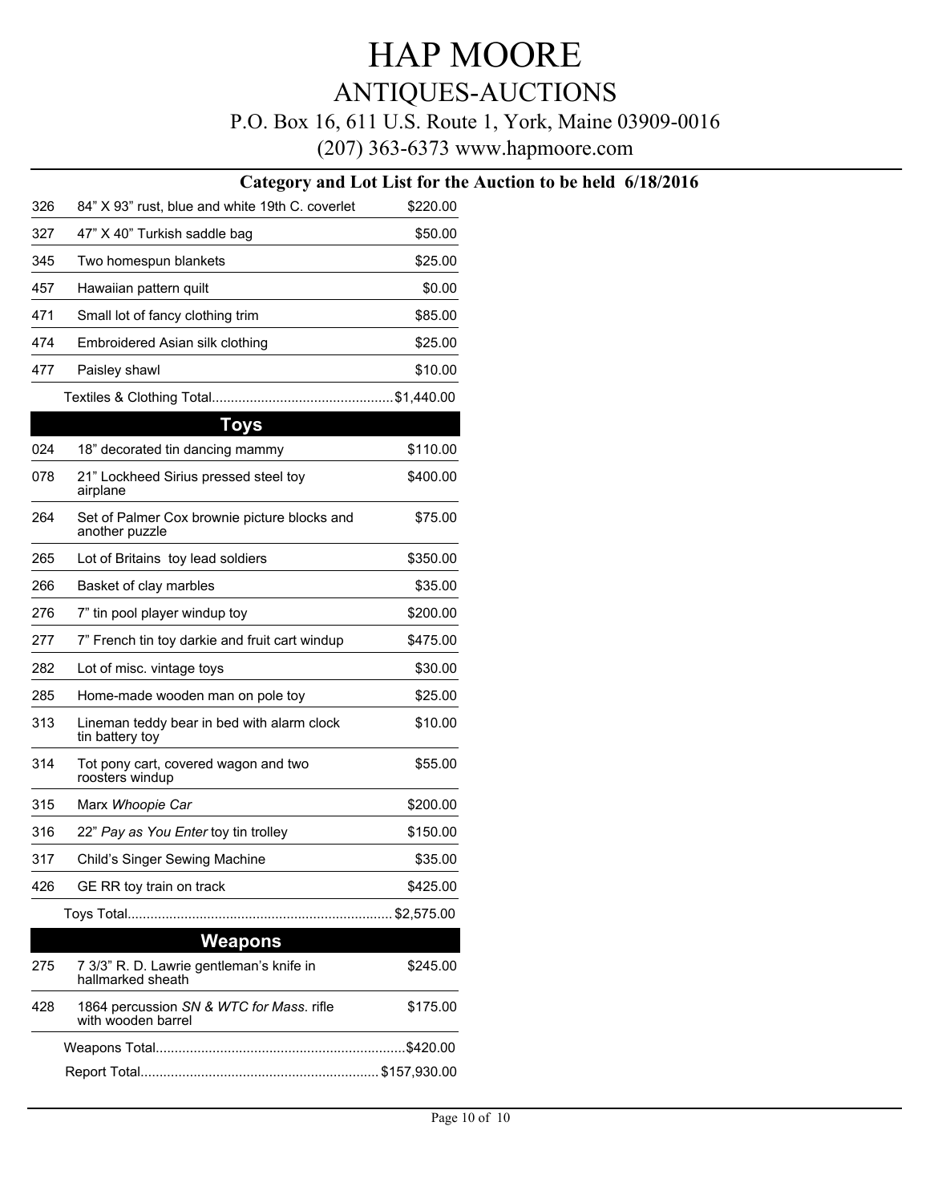# HAP MOORE

## ANTIQUES-AUCTIONS

P.O. Box 16, 611 U.S. Route 1, York, Maine 03909-0016

(207) 363-6373 www.hapmoore.com

### Category and Lot List for the Auction to be held 6/18/2016

| | | |
|---|---|---|
| 326 | 84" X 93" rust, blue and white 19th C. coverlet | $220.00 |
| 327 | 47" X 40" Turkish saddle bag | $50.00 |
| 345 | Two homespun blankets | $25.00 |
| 457 | Hawaiian pattern quilt | $0.00 |
| 471 | Small lot of fancy clothing trim | $85.00 |
| 474 | Embroidered Asian silk clothing | $25.00 |
| 477 | Paisley shawl | $10.00 |
| | Textiles & Clothing Total................................................ | $1,440.00 |

## Toys

| | | |
|---|---|---|
| 024 | 18" decorated tin dancing mammy | $110.00 |
| 078 | 21" Lockheed Sirius pressed steel toy airplane | $400.00 |
| 264 | Set of Palmer Cox brownie picture blocks and another puzzle | $75.00 |
| 265 | Lot of Britains toy lead soldiers | $350.00 |
| 266 | Basket of clay marbles | $35.00 |
| 276 | 7" tin pool player windup toy | $200.00 |
| 277 | 7" French tin toy darkie and fruit cart windup | $475.00 |
| 282 | Lot of misc. vintage toys | $30.00 |
| 285 | Home-made wooden man on pole toy | $25.00 |
| 313 | Lineman teddy bear in bed with alarm clock tin battery toy | $10.00 |
| 314 | Tot pony cart, covered wagon and two roosters windup | $55.00 |
| 315 | Marx *Whoopie Car* | $200.00 |
| 316 | 22" *Pay as You Enter* toy tin trolley | $150.00 |
| 317 | Child's Singer Sewing Machine | $35.00 |
| 426 | GE RR toy train on track | $425.00 |
| | Toys Total...................................................................... | $2,575.00 |

## Weapons

| | | |
|---|---|---|
| 275 | 7 3/3" R. D. Lawrie gentleman's knife in hallmarked sheath | $245.00 |
| 428 | 1864 percussion *SN & WTC for Mass.* rifle with wooden barrel | $175.00 |
| | Weapons Total.................................................................. | $420.00 |
| | Report Total.............................................................. | $157,930.00 |